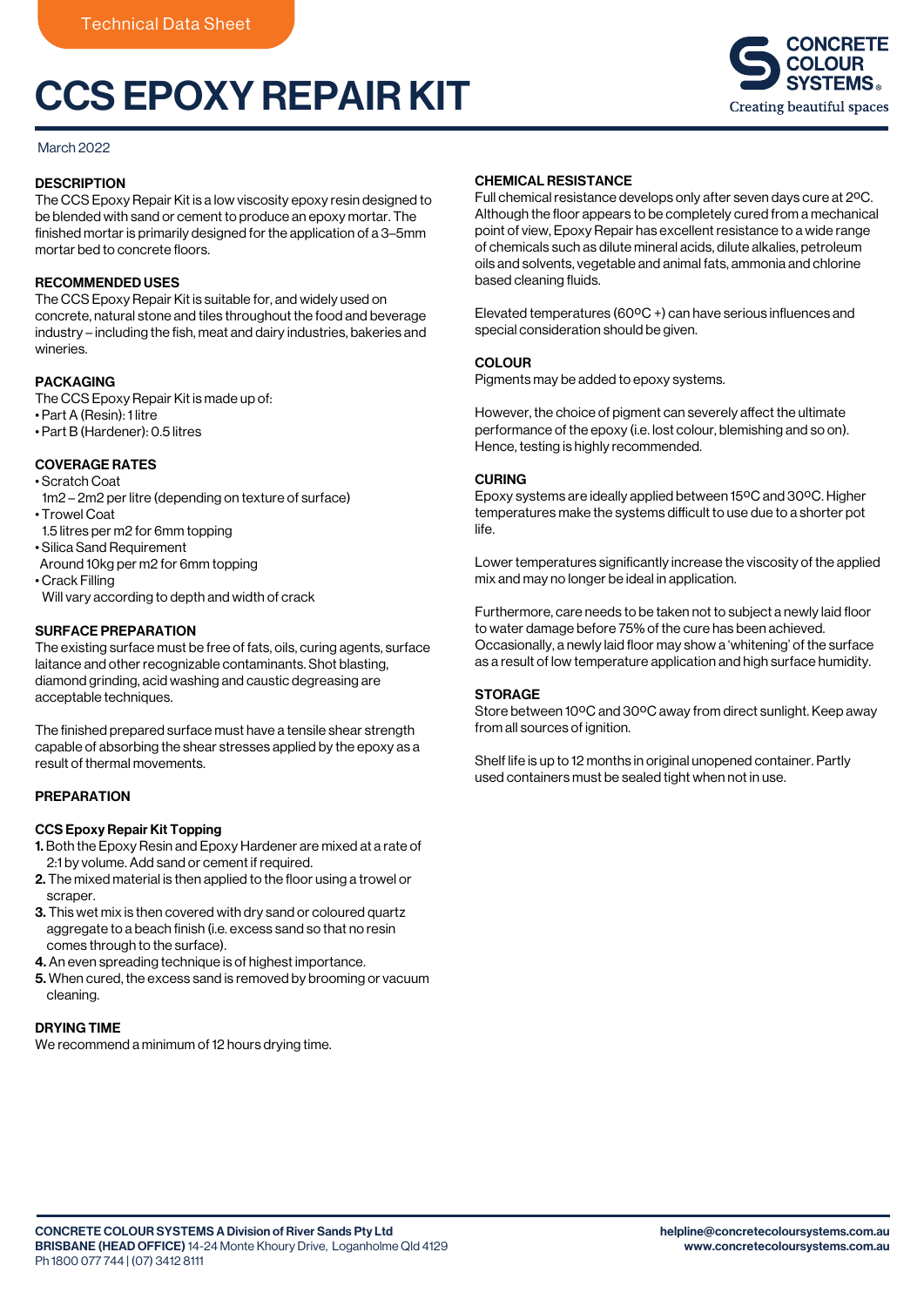Technical Data Sheet

# CCS EPOXY REPAIR KIT

CONCRETE COLOUR SYSTEMS®
Creating beautiful spaces

March 2022

## DESCRIPTION

The CCS Epoxy Repair Kit is a low viscosity epoxy resin designed to be blended with sand or cement to produce an epoxy mortar. The finished mortar is primarily designed for the application of a 3–5mm mortar bed to concrete floors.

## RECOMMENDED USES

The CCS Epoxy Repair Kit is suitable for, and widely used on concrete, natural stone and tiles throughout the food and beverage industry – including the fish, meat and dairy industries, bakeries and wineries.

## PACKAGING

The CCS Epoxy Repair Kit is made up of:

- Part A (Resin): 1 litre
- Part B (Hardener): 0.5 litres

## COVERAGE RATES

- Scratch Coat
  1m2 – 2m2 per litre (depending on texture of surface)
- Trowel Coat
  1.5 litres per m2 for 6mm topping
- Silica Sand Requirement
  Around 10kg per m2 for 6mm topping
- Crack Filling
  Will vary according to depth and width of crack

## SURFACE PREPARATION

The existing surface must be free of fats, oils, curing agents, surface laitance and other recognizable contaminants. Shot blasting, diamond grinding, acid washing and caustic degreasing are acceptable techniques.

The finished prepared surface must have a tensile shear strength capable of absorbing the shear stresses applied by the epoxy as a result of thermal movements.

## PREPARATION

### CCS Epoxy Repair Kit Topping

1. Both the Epoxy Resin and Epoxy Hardener are mixed at a rate of 2:1 by volume. Add sand or cement if required.
2. The mixed material is then applied to the floor using a trowel or scraper.
3. This wet mix is then covered with dry sand or coloured quartz aggregate to a beach finish (i.e. excess sand so that no resin comes through to the surface).
4. An even spreading technique is of highest importance.
5. When cured, the excess sand is removed by brooming or vacuum cleaning.

## DRYING TIME

We recommend a minimum of 12 hours drying time.

## CHEMICAL RESISTANCE

Full chemical resistance develops only after seven days cure at 2ºC. Although the floor appears to be completely cured from a mechanical point of view, Epoxy Repair has excellent resistance to a wide range of chemicals such as dilute mineral acids, dilute alkalies, petroleum oils and solvents, vegetable and animal fats, ammonia and chlorine based cleaning fluids.

Elevated temperatures (60ºC +) can have serious influences and special consideration should be given.

## COLOUR

Pigments may be added to epoxy systems.

However, the choice of pigment can severely affect the ultimate performance of the epoxy (i.e. lost colour, blemishing and so on). Hence, testing is highly recommended.

## CURING

Epoxy systems are ideally applied between 15ºC and 30ºC. Higher temperatures make the systems difficult to use due to a shorter pot life.

Lower temperatures significantly increase the viscosity of the applied mix and may no longer be ideal in application.

Furthermore, care needs to be taken not to subject a newly laid floor to water damage before 75% of the cure has been achieved. Occasionally, a newly laid floor may show a 'whitening' of the surface as a result of low temperature application and high surface humidity.

## STORAGE

Store between 10ºC and 30ºC away from direct sunlight. Keep away from all sources of ignition.

Shelf life is up to 12 months in original unopened container. Partly used containers must be sealed tight when not in use.

**CONCRETE COLOUR SYSTEMS A Division of River Sands Pty Ltd**
**BRISBANE (HEAD OFFICE)** 14-24 Monte Khoury Drive, Loganholme Qld 4129
Ph 1800 077 744 | (07) 3412 8111

**helpline@concretecoloursystems.com.au**
**www.concretecoloursystems.com.au**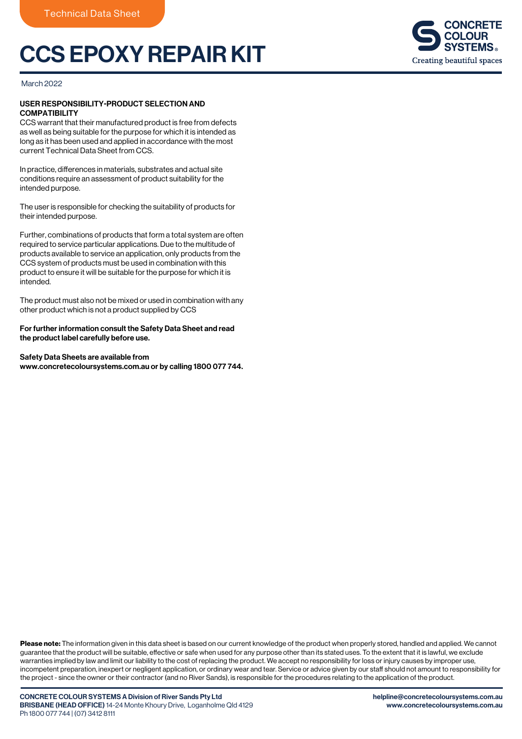Technical Data Sheet

# CCS EPOXY REPAIR KIT

March 2022

**USER RESPONSIBILITY-PRODUCT SELECTION AND COMPATIBILITY**

CCS warrant that their manufactured product is free from defects as well as being suitable for the purpose for which it is intended as long as it has been used and applied in accordance with the most current Technical Data Sheet from CCS.

In practice, differences in materials, substrates and actual site conditions require an assessment of product suitability for the intended purpose.

The user is responsible for checking the suitability of products for their intended purpose.

Further, combinations of products that form a total system are often required to service particular applications. Due to the multitude of products available to service an application, only products from the CCS system of products must be used in combination with this product to ensure it will be suitable for the purpose for which it is intended.

The product must also not be mixed or used in combination with any other product which is not a product supplied by CCS

**For further information consult the Safety Data Sheet and read the product label carefully before use.**

**Safety Data Sheets are available from www.concretecoloursystems.com.au or by calling 1800 077 744.**

**Please note:** The information given in this data sheet is based on our current knowledge of the product when properly stored, handled and applied. We cannot guarantee that the product will be suitable, effective or safe when used for any purpose other than its stated uses. To the extent that it is lawful, we exclude warranties implied by law and limit our liability to the cost of replacing the product. We accept no responsibility for loss or injury causes by improper use, incompetent preparation, inexpert or negligent application, or ordinary wear and tear. Service or advice given by our staff should not amount to responsibility for the project - since the owner or their contractor (and no River Sands), is responsible for the procedures relating to the application of the product.

**CONCRETE COLOUR SYSTEMS A Division of River Sands Pty Ltd**
**BRISBANE (HEAD OFFICE)** 14-24 Monte Khoury Drive, Loganholme Qld 4129
Ph 1800 077 744 | (07) 3412 8111

**helpline@concretecoloursystems.com.au**
**www.concretecoloursystems.com.au**